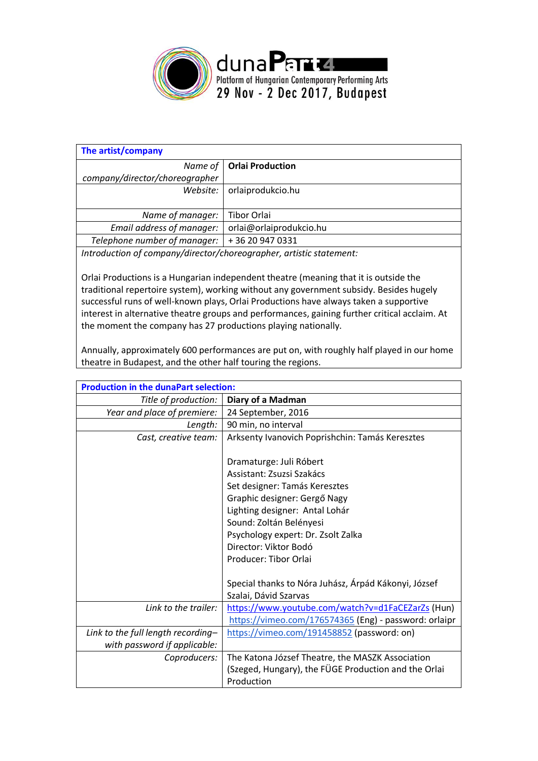dunaPart4

Platform of Hungarian Contemporary Performing Arts

29 Nov - 2 Dec 2017, Budapest

| **The artist/company** | |
|---|---|
| *Name of company/director/choreographer* | **Orlai Production** |
| *Website:* | orlaiprodukcio.hu |
| *Name of manager:* | Tibor Orlai |
| *Email address of manager:* | orlai@orlaiprodukcio.hu |
| *Telephone number of manager:* | + 36 20 947 0331 |

*Introduction of company/director/choreographer, artistic statement:*

Orlai Productions is a Hungarian independent theatre (meaning that it is outside the traditional repertoire system), working without any government subsidy. Besides hugely successful runs of well-known plays, Orlai Productions have always taken a supportive interest in alternative theatre groups and performances, gaining further critical acclaim. At the moment the company has 27 productions playing nationally.

Annually, approximately 600 performances are put on, with roughly half played in our home theatre in Budapest, and the other half touring the regions.

| **Production in the dunaPart selection:** | |
|---|---|
| *Title of production:* | **Diary of a Madman** |
| *Year and place of premiere:* | 24 September, 2016 |
| *Length:* | 90 min, no interval |
| *Cast, creative team:* | Arksenty Ivanovich Poprishchin: Tamás Keresztes<br><br>Dramaturge: Juli Róbert<br>Assistant: Zsuzsi Szakács<br>Set designer: Tamás Keresztes<br>Graphic designer: Gergő Nagy<br>Lighting designer: Antal Lohár<br>Sound: Zoltán Belényesi<br>Psychology expert: Dr. Zsolt Zalka<br>Director: Viktor Bodó<br>Producer: Tibor Orlai<br><br>Special thanks to Nóra Juhász, Árpád Kákonyi, József Szalai, Dávid Szarvas |
| *Link to the trailer:* | https://www.youtube.com/watch?v=d1FaCEZarZs (Hun)<br>https://vimeo.com/176574365 (Eng) - password: orlaipr |
| *Link to the full length recording– with password if applicable:* | https://vimeo.com/191458852 (password: on) |
| *Coproducers:* | The Katona József Theatre, the MASZK Association (Szeged, Hungary), the FÜGE Production and the Orlai Production |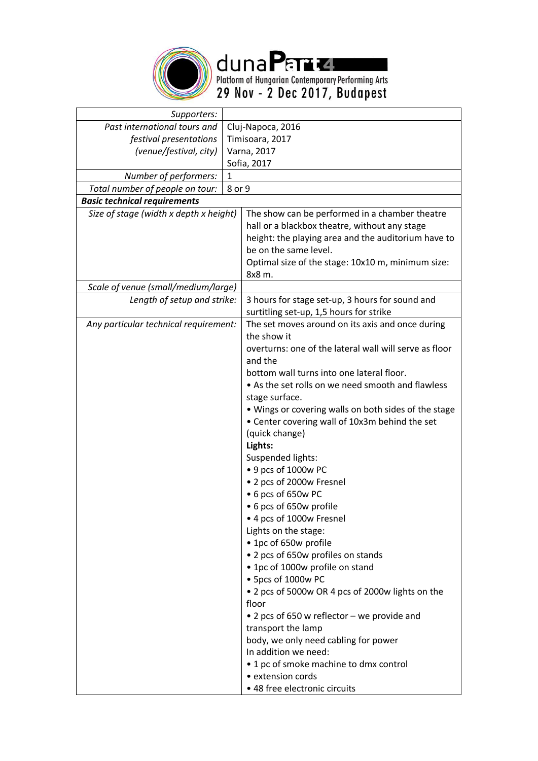dunaPart4
Platform of Hungarian Contemporary Performing Arts
29 Nov - 2 Dec 2017, Budapest

| | |
|---|---|
| *Supporters:* | |
| *Past international tours and festival presentations (venue/festival, city)* | Cluj-Napoca, 2016<br>Timisoara, 2017<br>Varna, 2017<br>Sofia, 2017 |
| *Number of performers:* | 1 |
| *Total number of people on tour:* | 8 or 9 |
| ***Basic technical requirements*** | |
| *Size of stage (width x depth x height)* | The show can be performed in a chamber theatre hall or a blackbox theatre, without any stage height: the playing area and the auditorium have to be on the same level.<br>Optimal size of the stage: 10x10 m, minimum size: 8x8 m. |
| *Scale of venue (small/medium/large)* | |
| *Length of setup and strike:* | 3 hours for stage set-up, 3 hours for sound and surtitling set-up, 1,5 hours for strike |
| *Any particular technical requirement:* | The set moves around on its axis and once during the show it<br>overturns: one of the lateral wall will serve as floor and the<br>bottom wall turns into one lateral floor.<br>• As the set rolls on we need smooth and flawless stage surface.<br>• Wings or covering walls on both sides of the stage<br>• Center covering wall of 10x3m behind the set (quick change)<br>**Lights:**<br>Suspended lights:<br>• 9 pcs of 1000w PC<br>• 2 pcs of 2000w Fresnel<br>• 6 pcs of 650w PC<br>• 6 pcs of 650w profile<br>• 4 pcs of 1000w Fresnel<br>Lights on the stage:<br>• 1pc of 650w profile<br>• 2 pcs of 650w profiles on stands<br>• 1pc of 1000w profile on stand<br>• 5pcs of 1000w PC<br>• 2 pcs of 5000w OR 4 pcs of 2000w lights on the floor<br>• 2 pcs of 650 w reflector – we provide and transport the lamp<br>body, we only need cabling for power<br>In addition we need:<br>• 1 pc of smoke machine to dmx control<br>• extension cords<br>• 48 free electronic circuits |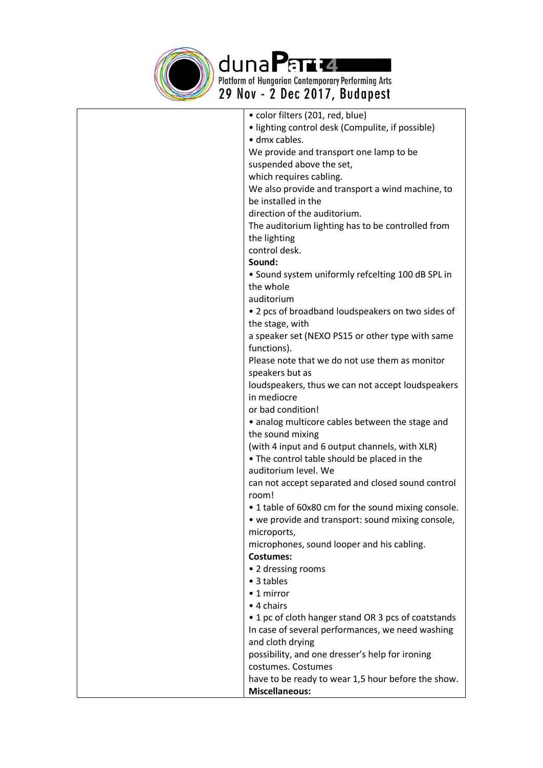| | |
|---|---|
| | • color filters (201, red, blue)<br>• lighting control desk (Compulite, if possible)<br>• dmx cables.<br>We provide and transport one lamp to be suspended above the set, which requires cabling.<br>We also provide and transport a wind machine, to be installed in the direction of the auditorium.<br>The auditorium lighting has to be controlled from the lighting control desk.<br>**Sound:**<br>• Sound system uniformly refcelting 100 dB SPL in the whole auditorium<br>• 2 pcs of broadband loudspeakers on two sides of the stage, with a speaker set (NEXO PS15 or other type with same functions).<br>Please note that we do not use them as monitor speakers but as loudspeakers, thus we can not accept loudspeakers in mediocre or bad condition!<br>• analog multicore cables between the stage and the sound mixing (with 4 input and 6 output channels, with XLR)<br>• The control table should be placed in the auditorium level. We can not accept separated and closed sound control room!<br>• 1 table of 60x80 cm for the sound mixing console.<br>• we provide and transport: sound mixing console, microports, microphones, sound looper and his cabling.<br>**Costumes:**<br>• 2 dressing rooms<br>• 3 tables<br>• 1 mirror<br>• 4 chairs<br>• 1 pc of cloth hanger stand OR 3 pcs of coatstands<br>In case of several performances, we need washing and cloth drying possibility, and one dresser's help for ironing costumes. Costumes have to be ready to wear 1,5 hour before the show.<br>**Miscellaneous:** |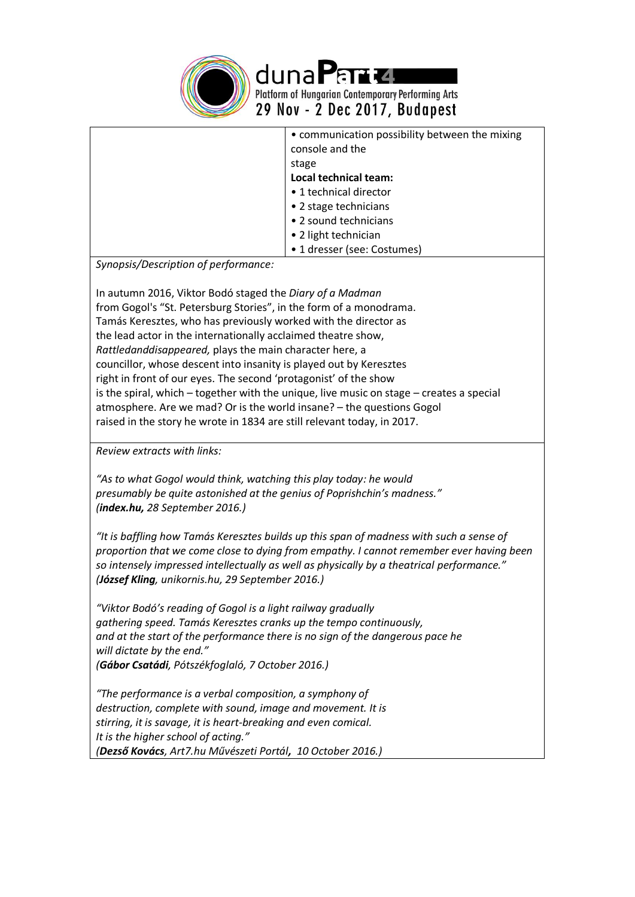| | |
|---|---|
| | • communication possibility between the mixing console and the stage<br>**Local technical team:**<br>• 1 technical director<br>• 2 stage technicians<br>• 2 sound technicians<br>• 2 light technician<br>• 1 dresser (see: Costumes) |

*Synopsis/Description of performance:*

In autumn 2016, Viktor Bodó staged the *Diary of a Madman* from Gogol's "St. Petersburg Stories", in the form of a monodrama. Tamás Keresztes, who has previously worked with the director as the lead actor in the internationally acclaimed theatre show, *Rattledanddisappeared,* plays the main character here, a councillor, whose descent into insanity is played out by Keresztes right in front of our eyes. The second 'protagonist' of the show is the spiral, which – together with the unique, live music on stage – creates a special atmosphere. Are we mad? Or is the world insane? – the questions Gogol raised in the story he wrote in 1834 are still relevant today, in 2017.

*Review extracts with links:*

*"As to what Gogol would think, watching this play today: he would presumably be quite astonished at the genius of Poprishchin's madness."*
*(**index.hu,** 28 September 2016.)*

*"It is baffling how Tamás Keresztes builds up this span of madness with such a sense of proportion that we come close to dying from empathy. I cannot remember ever having been so intensely impressed intellectually as well as physically by a theatrical performance."*
*(**József Kling**, unikornis.hu, 29 September 2016.)*

*"Viktor Bodó's reading of Gogol is a light railway gradually gathering speed. Tamás Keresztes cranks up the tempo continuously, and at the start of the performance there is no sign of the dangerous pace he will dictate by the end."*
*(**Gábor Csatádi**, Pótszékfoglaló, 7 October 2016.)*

*"The performance is a verbal composition, a symphony of destruction, complete with sound, image and movement. It is stirring, it is savage, it is heart-breaking and even comical. It is the higher school of acting."*
*(**Dezső Kovács**, Art7.hu Művészeti Portál**,** 10 October 2016.)*